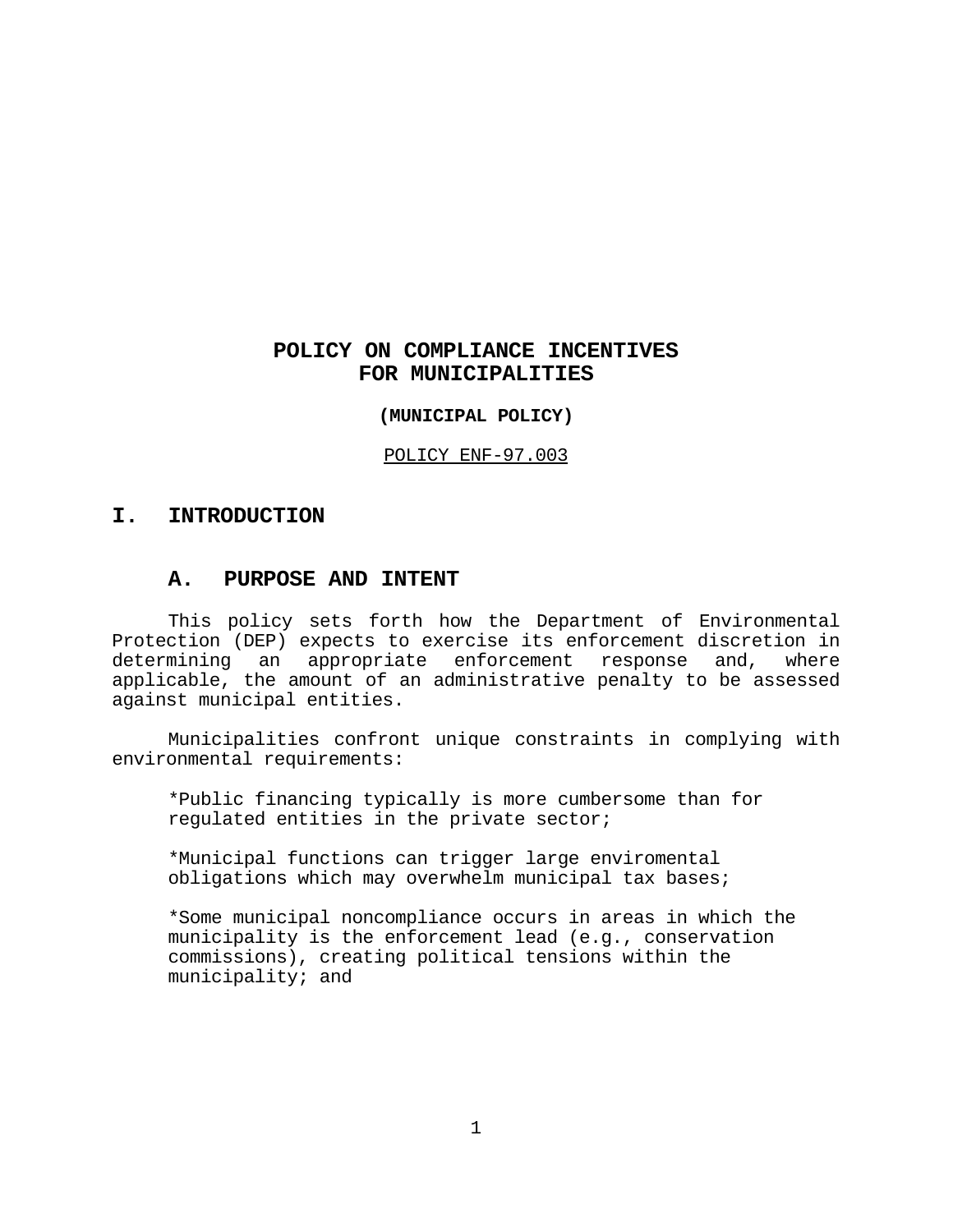# POLICY ON COMPLIANCE INCENTIVES FOR MUNICIPALITIES

**(MUNICIPAL POLICY)**

POLICY ENF-97.003

## I. INTRODUCTION

### A. PURPOSE AND INTENT

This policy sets forth how the Department of Environmental Protection (DEP) expects to exercise its enforcement discretion in determining an appropriate enforcement response and, where applicable, the amount of an administrative penalty to be assessed against municipal entities.

Municipalities confront unique constraints in complying with environmental requirements:

*Public financing typically is more cumbersome than for regulated entities in the private sector;

*Municipal functions can trigger large enviromental obligations which may overwhelm municipal tax bases;

*Some municipal noncompliance occurs in areas in which the municipality is the enforcement lead (e.g., conservation commissions), creating political tensions within the municipality; and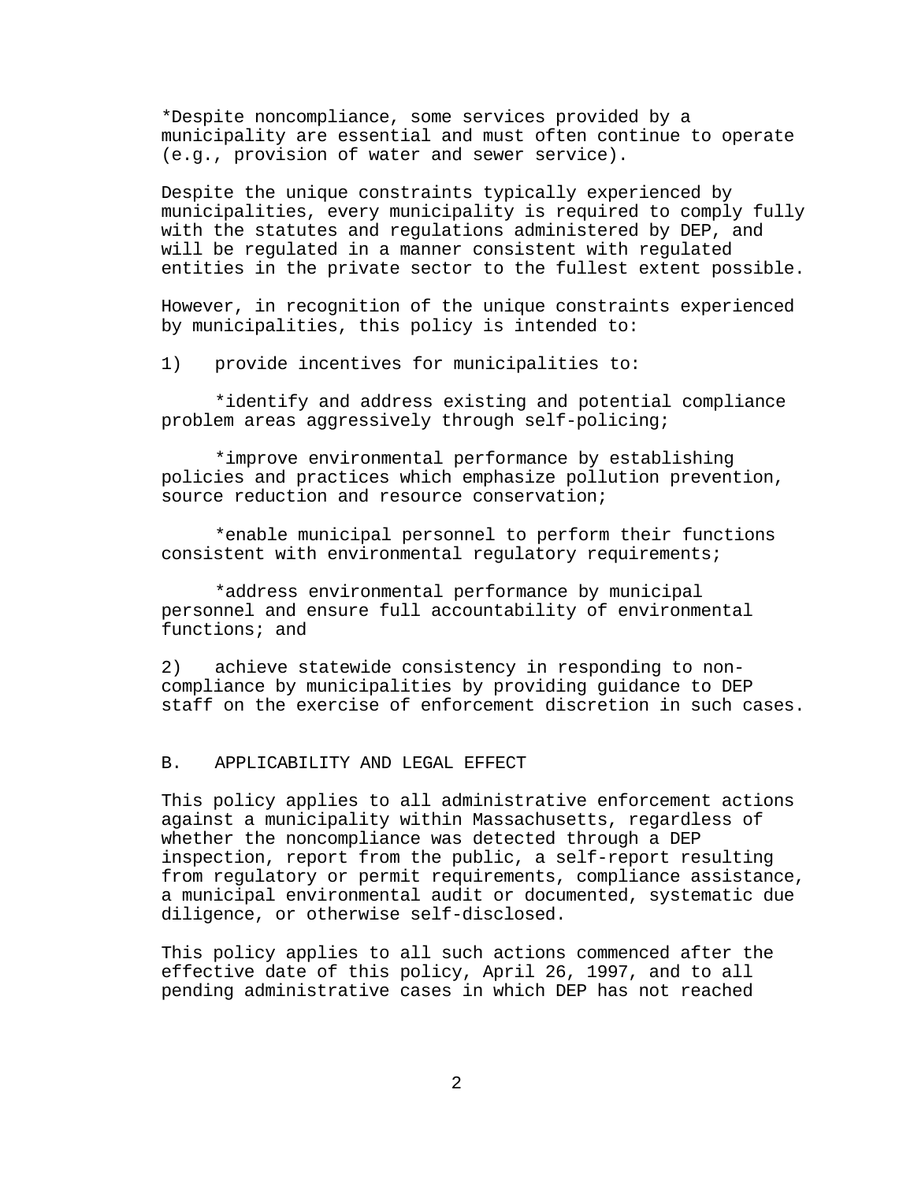*Despite noncompliance, some services provided by a municipality are essential and must often continue to operate (e.g., provision of water and sewer service).

Despite the unique constraints typically experienced by municipalities, every municipality is required to comply fully with the statutes and regulations administered by DEP, and will be regulated in a manner consistent with regulated entities in the private sector to the fullest extent possible.

However, in recognition of the unique constraints experienced by municipalities, this policy is intended to:

1) provide incentives for municipalities to:

*identify and address existing and potential compliance problem areas aggressively through self-policing;

*improve environmental performance by establishing policies and practices which emphasize pollution prevention, source reduction and resource conservation;

*enable municipal personnel to perform their functions consistent with environmental regulatory requirements;

*address environmental performance by municipal personnel and ensure full accountability of environmental functions; and

2) achieve statewide consistency in responding to non-compliance by municipalities by providing guidance to DEP staff on the exercise of enforcement discretion in such cases.

## B. APPLICABILITY AND LEGAL EFFECT

This policy applies to all administrative enforcement actions against a municipality within Massachusetts, regardless of whether the noncompliance was detected through a DEP inspection, report from the public, a self-report resulting from regulatory or permit requirements, compliance assistance, a municipal environmental audit or documented, systematic due diligence, or otherwise self-disclosed.

This policy applies to all such actions commenced after the effective date of this policy, April 26, 1997, and to all pending administrative cases in which DEP has not reached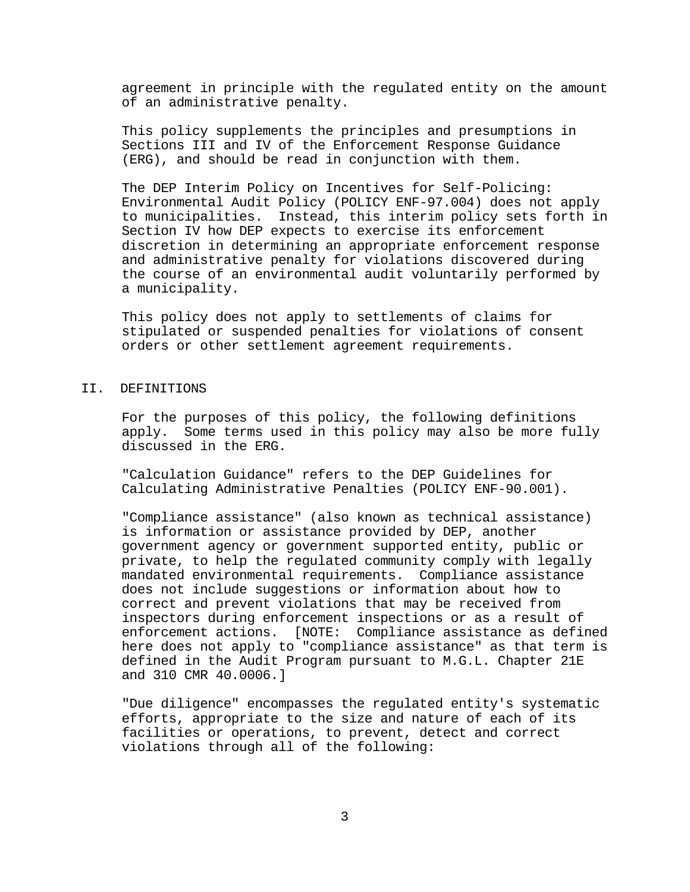agreement in principle with the regulated entity on the amount of an administrative penalty.

This policy supplements the principles and presumptions in Sections III and IV of the Enforcement Response Guidance (ERG), and should be read in conjunction with them.

The DEP Interim Policy on Incentives for Self-Policing: Environmental Audit Policy (POLICY ENF-97.004) does not apply to municipalities. Instead, this interim policy sets forth in Section IV how DEP expects to exercise its enforcement discretion in determining an appropriate enforcement response and administrative penalty for violations discovered during the course of an environmental audit voluntarily performed by a municipality.

This policy does not apply to settlements of claims for stipulated or suspended penalties for violations of consent orders or other settlement agreement requirements.

## II. DEFINITIONS

For the purposes of this policy, the following definitions apply. Some terms used in this policy may also be more fully discussed in the ERG.

"Calculation Guidance" refers to the DEP Guidelines for Calculating Administrative Penalties (POLICY ENF-90.001).

"Compliance assistance" (also known as technical assistance) is information or assistance provided by DEP, another government agency or government supported entity, public or private, to help the regulated community comply with legally mandated environmental requirements. Compliance assistance does not include suggestions or information about how to correct and prevent violations that may be received from inspectors during enforcement inspections or as a result of enforcement actions. [NOTE: Compliance assistance as defined here does not apply to "compliance assistance" as that term is defined in the Audit Program pursuant to M.G.L. Chapter 21E and 310 CMR 40.0006.]

"Due diligence" encompasses the regulated entity's systematic efforts, appropriate to the size and nature of each of its facilities or operations, to prevent, detect and correct violations through all of the following: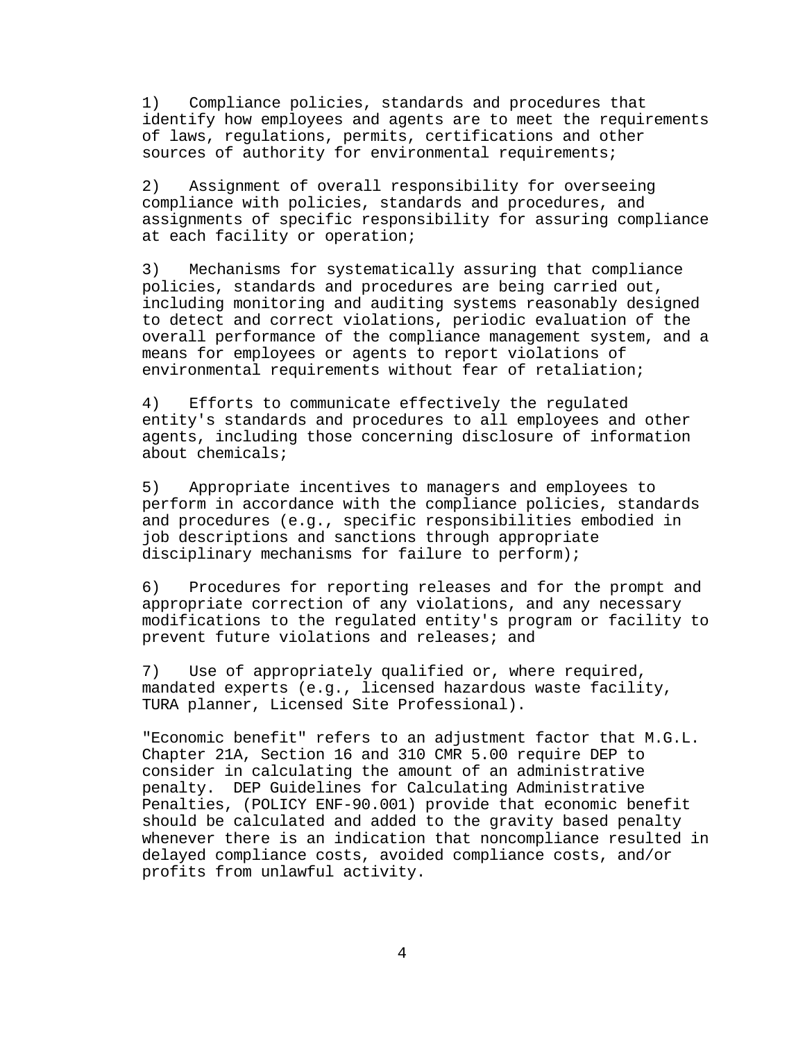1) Compliance policies, standards and procedures that identify how employees and agents are to meet the requirements of laws, regulations, permits, certifications and other sources of authority for environmental requirements;

2) Assignment of overall responsibility for overseeing compliance with policies, standards and procedures, and assignments of specific responsibility for assuring compliance at each facility or operation;

3) Mechanisms for systematically assuring that compliance policies, standards and procedures are being carried out, including monitoring and auditing systems reasonably designed to detect and correct violations, periodic evaluation of the overall performance of the compliance management system, and a means for employees or agents to report violations of environmental requirements without fear of retaliation;

4) Efforts to communicate effectively the regulated entity's standards and procedures to all employees and other agents, including those concerning disclosure of information about chemicals;

5) Appropriate incentives to managers and employees to perform in accordance with the compliance policies, standards and procedures (e.g., specific responsibilities embodied in job descriptions and sanctions through appropriate disciplinary mechanisms for failure to perform);

6) Procedures for reporting releases and for the prompt and appropriate correction of any violations, and any necessary modifications to the regulated entity's program or facility to prevent future violations and releases; and

7) Use of appropriately qualified or, where required, mandated experts (e.g., licensed hazardous waste facility, TURA planner, Licensed Site Professional).

"Economic benefit" refers to an adjustment factor that M.G.L. Chapter 21A, Section 16 and 310 CMR 5.00 require DEP to consider in calculating the amount of an administrative penalty. DEP Guidelines for Calculating Administrative Penalties, (POLICY ENF-90.001) provide that economic benefit should be calculated and added to the gravity based penalty whenever there is an indication that noncompliance resulted in delayed compliance costs, avoided compliance costs, and/or profits from unlawful activity.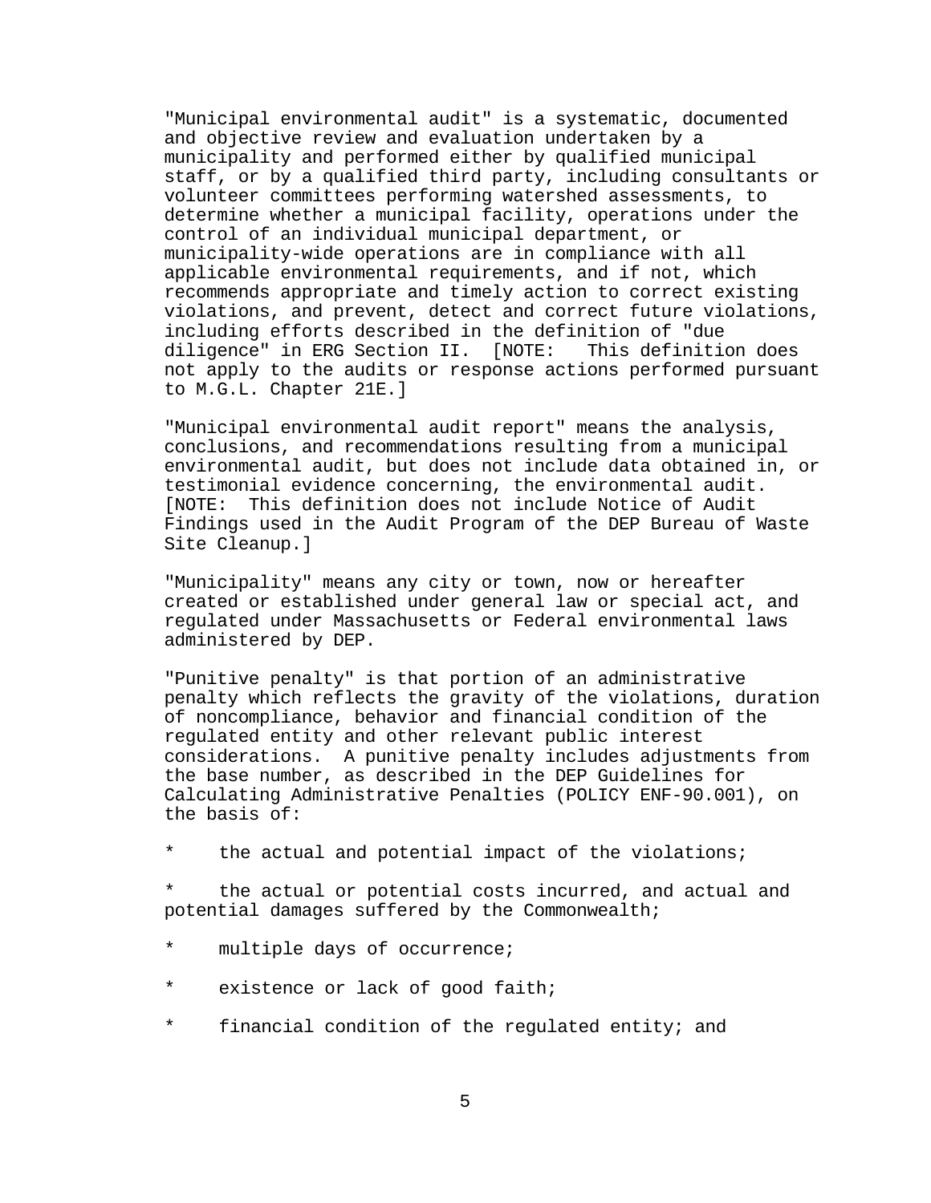"Municipal environmental audit" is a systematic, documented and objective review and evaluation undertaken by a municipality and performed either by qualified municipal staff, or by a qualified third party, including consultants or volunteer committees performing watershed assessments, to determine whether a municipal facility, operations under the control of an individual municipal department, or municipality-wide operations are in compliance with all applicable environmental requirements, and if not, which recommends appropriate and timely action to correct existing violations, and prevent, detect and correct future violations, including efforts described in the definition of "due diligence" in ERG Section II. [NOTE: This definition does not apply to the audits or response actions performed pursuant to M.G.L. Chapter 21E.]

"Municipal environmental audit report" means the analysis, conclusions, and recommendations resulting from a municipal environmental audit, but does not include data obtained in, or testimonial evidence concerning, the environmental audit. [NOTE: This definition does not include Notice of Audit Findings used in the Audit Program of the DEP Bureau of Waste Site Cleanup.]

"Municipality" means any city or town, now or hereafter created or established under general law or special act, and regulated under Massachusetts or Federal environmental laws administered by DEP.

"Punitive penalty" is that portion of an administrative penalty which reflects the gravity of the violations, duration of noncompliance, behavior and financial condition of the regulated entity and other relevant public interest considerations. A punitive penalty includes adjustments from the base number, as described in the DEP Guidelines for Calculating Administrative Penalties (POLICY ENF-90.001), on the basis of:

* the actual and potential impact of the violations;

* the actual or potential costs incurred, and actual and potential damages suffered by the Commonwealth;

* multiple days of occurrence;

* existence or lack of good faith;

* financial condition of the regulated entity; and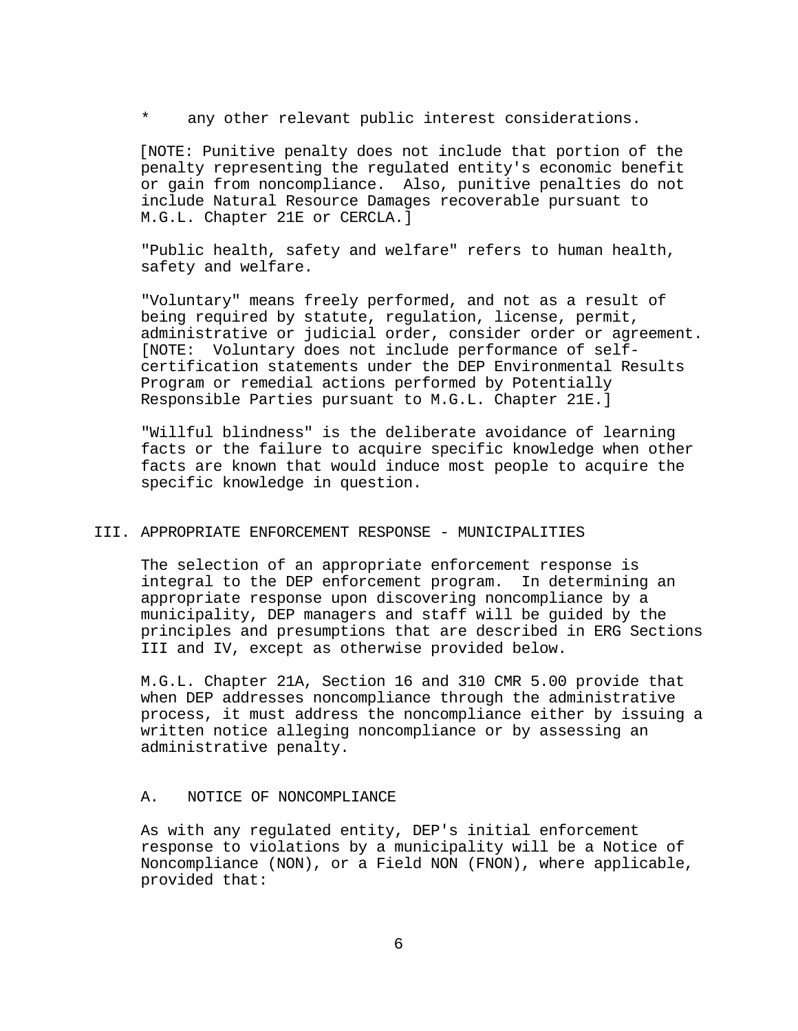* any other relevant public interest considerations.

[NOTE: Punitive penalty does not include that portion of the penalty representing the regulated entity's economic benefit or gain from noncompliance. Also, punitive penalties do not include Natural Resource Damages recoverable pursuant to M.G.L. Chapter 21E or CERCLA.]

"Public health, safety and welfare" refers to human health, safety and welfare.

"Voluntary" means freely performed, and not as a result of being required by statute, regulation, license, permit, administrative or judicial order, consider order or agreement. [NOTE: Voluntary does not include performance of self-certification statements under the DEP Environmental Results Program or remedial actions performed by Potentially Responsible Parties pursuant to M.G.L. Chapter 21E.]

"Willful blindness" is the deliberate avoidance of learning facts or the failure to acquire specific knowledge when other facts are known that would induce most people to acquire the specific knowledge in question.

## III. APPROPRIATE ENFORCEMENT RESPONSE - MUNICIPALITIES

The selection of an appropriate enforcement response is integral to the DEP enforcement program. In determining an appropriate response upon discovering noncompliance by a municipality, DEP managers and staff will be guided by the principles and presumptions that are described in ERG Sections III and IV, except as otherwise provided below.

M.G.L. Chapter 21A, Section 16 and 310 CMR 5.00 provide that when DEP addresses noncompliance through the administrative process, it must address the noncompliance either by issuing a written notice alleging noncompliance or by assessing an administrative penalty.

### A. NOTICE OF NONCOMPLIANCE

As with any regulated entity, DEP's initial enforcement response to violations by a municipality will be a Notice of Noncompliance (NON), or a Field NON (FNON), where applicable, provided that: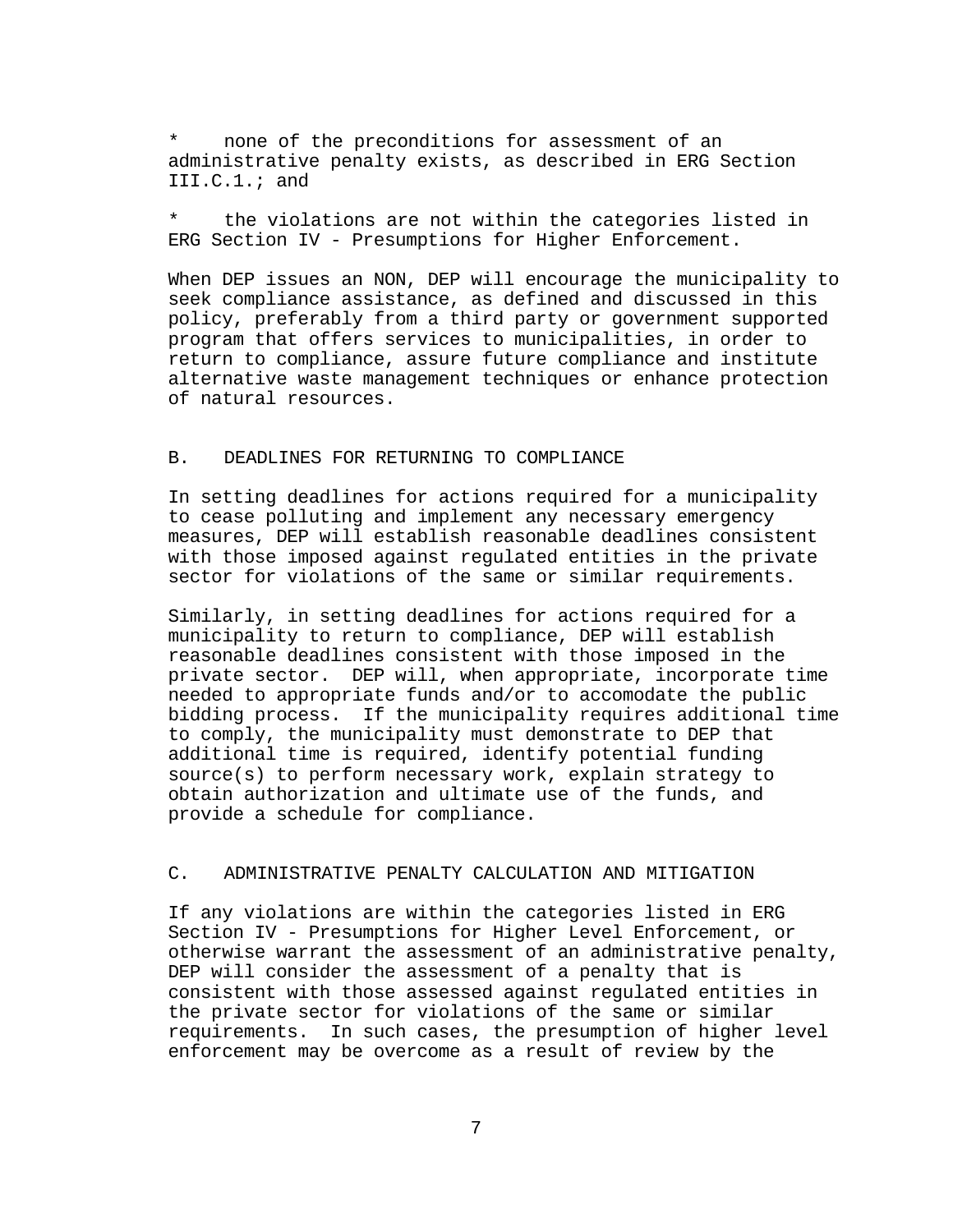* none of the preconditions for assessment of an administrative penalty exists, as described in ERG Section III.C.1.; and

* the violations are not within the categories listed in ERG Section IV - Presumptions for Higher Enforcement.

When DEP issues an NON, DEP will encourage the municipality to seek compliance assistance, as defined and discussed in this policy, preferably from a third party or government supported program that offers services to municipalities, in order to return to compliance, assure future compliance and institute alternative waste management techniques or enhance protection of natural resources.

## B. DEADLINES FOR RETURNING TO COMPLIANCE

In setting deadlines for actions required for a municipality to cease polluting and implement any necessary emergency measures, DEP will establish reasonable deadlines consistent with those imposed against regulated entities in the private sector for violations of the same or similar requirements.

Similarly, in setting deadlines for actions required for a municipality to return to compliance, DEP will establish reasonable deadlines consistent with those imposed in the private sector. DEP will, when appropriate, incorporate time needed to appropriate funds and/or to accomodate the public bidding process. If the municipality requires additional time to comply, the municipality must demonstrate to DEP that additional time is required, identify potential funding source(s) to perform necessary work, explain strategy to obtain authorization and ultimate use of the funds, and provide a schedule for compliance.

## C. ADMINISTRATIVE PENALTY CALCULATION AND MITIGATION

If any violations are within the categories listed in ERG Section IV - Presumptions for Higher Level Enforcement, or otherwise warrant the assessment of an administrative penalty, DEP will consider the assessment of a penalty that is consistent with those assessed against regulated entities in the private sector for violations of the same or similar requirements. In such cases, the presumption of higher level enforcement may be overcome as a result of review by the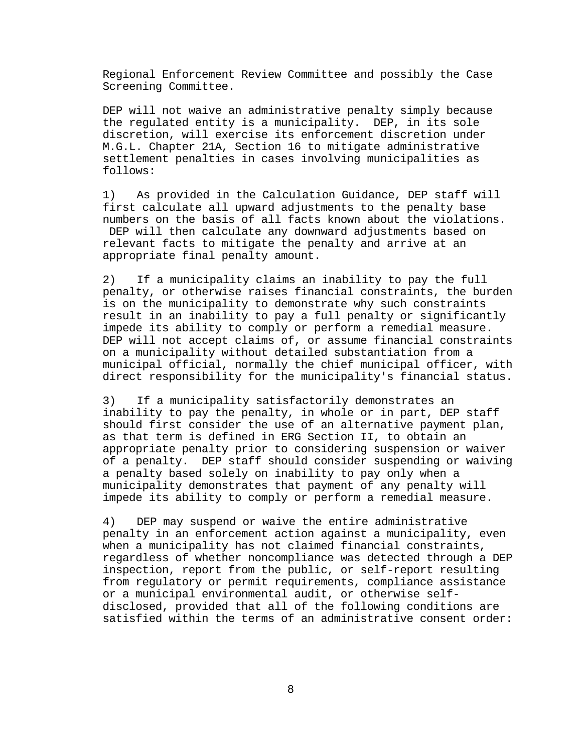Regional Enforcement Review Committee and possibly the Case Screening Committee.

DEP will not waive an administrative penalty simply because the regulated entity is a municipality. DEP, in its sole discretion, will exercise its enforcement discretion under M.G.L. Chapter 21A, Section 16 to mitigate administrative settlement penalties in cases involving municipalities as follows:

1) As provided in the Calculation Guidance, DEP staff will first calculate all upward adjustments to the penalty base numbers on the basis of all facts known about the violations. DEP will then calculate any downward adjustments based on relevant facts to mitigate the penalty and arrive at an appropriate final penalty amount.

2) If a municipality claims an inability to pay the full penalty, or otherwise raises financial constraints, the burden is on the municipality to demonstrate why such constraints result in an inability to pay a full penalty or significantly impede its ability to comply or perform a remedial measure. DEP will not accept claims of, or assume financial constraints on a municipality without detailed substantiation from a municipal official, normally the chief municipal officer, with direct responsibility for the municipality's financial status.

3) If a municipality satisfactorily demonstrates an inability to pay the penalty, in whole or in part, DEP staff should first consider the use of an alternative payment plan, as that term is defined in ERG Section II, to obtain an appropriate penalty prior to considering suspension or waiver of a penalty. DEP staff should consider suspending or waiving a penalty based solely on inability to pay only when a municipality demonstrates that payment of any penalty will impede its ability to comply or perform a remedial measure.

4) DEP may suspend or waive the entire administrative penalty in an enforcement action against a municipality, even when a municipality has not claimed financial constraints, regardless of whether noncompliance was detected through a DEP inspection, report from the public, or self-report resulting from regulatory or permit requirements, compliance assistance or a municipal environmental audit, or otherwise self-disclosed, provided that all of the following conditions are satisfied within the terms of an administrative consent order: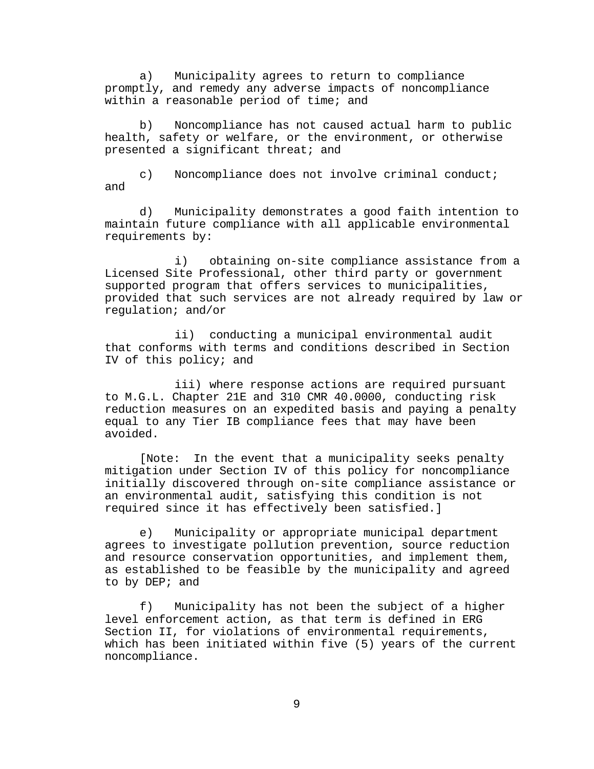a) Municipality agrees to return to compliance promptly, and remedy any adverse impacts of noncompliance within a reasonable period of time; and

b) Noncompliance has not caused actual harm to public health, safety or welfare, or the environment, or otherwise presented a significant threat; and

c) Noncompliance does not involve criminal conduct; and

d) Municipality demonstrates a good faith intention to maintain future compliance with all applicable environmental requirements by:

i) obtaining on-site compliance assistance from a Licensed Site Professional, other third party or government supported program that offers services to municipalities, provided that such services are not already required by law or regulation; and/or

ii) conducting a municipal environmental audit that conforms with terms and conditions described in Section IV of this policy; and

iii) where response actions are required pursuant to M.G.L. Chapter 21E and 310 CMR 40.0000, conducting risk reduction measures on an expedited basis and paying a penalty equal to any Tier IB compliance fees that may have been avoided.

[Note: In the event that a municipality seeks penalty mitigation under Section IV of this policy for noncompliance initially discovered through on-site compliance assistance or an environmental audit, satisfying this condition is not required since it has effectively been satisfied.]

e) Municipality or appropriate municipal department agrees to investigate pollution prevention, source reduction and resource conservation opportunities, and implement them, as established to be feasible by the municipality and agreed to by DEP; and

f) Municipality has not been the subject of a higher level enforcement action, as that term is defined in ERG Section II, for violations of environmental requirements, which has been initiated within five (5) years of the current noncompliance.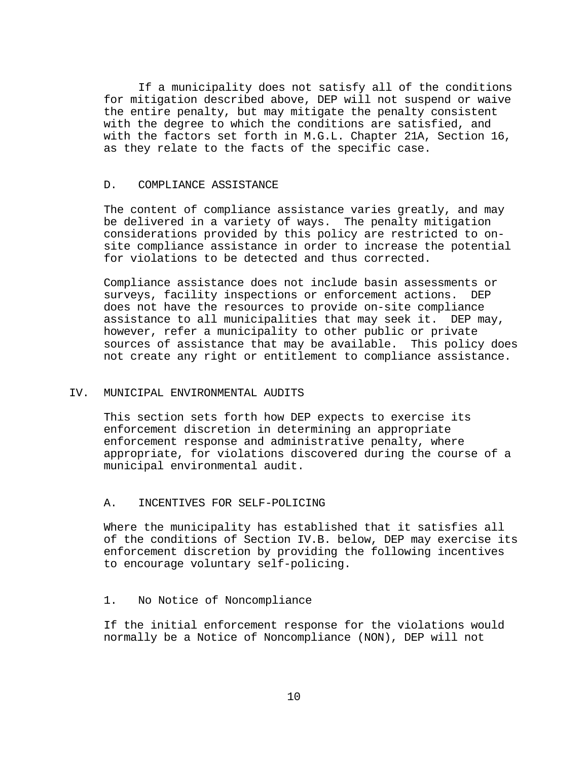If a municipality does not satisfy all of the conditions for mitigation described above, DEP will not suspend or waive the entire penalty, but may mitigate the penalty consistent with the degree to which the conditions are satisfied, and with the factors set forth in M.G.L. Chapter 21A, Section 16, as they relate to the facts of the specific case.

### D. COMPLIANCE ASSISTANCE

The content of compliance assistance varies greatly, and may be delivered in a variety of ways. The penalty mitigation considerations provided by this policy are restricted to on-site compliance assistance in order to increase the potential for violations to be detected and thus corrected.

Compliance assistance does not include basin assessments or surveys, facility inspections or enforcement actions. DEP does not have the resources to provide on-site compliance assistance to all municipalities that may seek it. DEP may, however, refer a municipality to other public or private sources of assistance that may be available. This policy does not create any right or entitlement to compliance assistance.

## IV. MUNICIPAL ENVIRONMENTAL AUDITS

This section sets forth how DEP expects to exercise its enforcement discretion in determining an appropriate enforcement response and administrative penalty, where appropriate, for violations discovered during the course of a municipal environmental audit.

### A. INCENTIVES FOR SELF-POLICING

Where the municipality has established that it satisfies all of the conditions of Section IV.B. below, DEP may exercise its enforcement discretion by providing the following incentives to encourage voluntary self-policing.

#### 1. No Notice of Noncompliance

If the initial enforcement response for the violations would normally be a Notice of Noncompliance (NON), DEP will not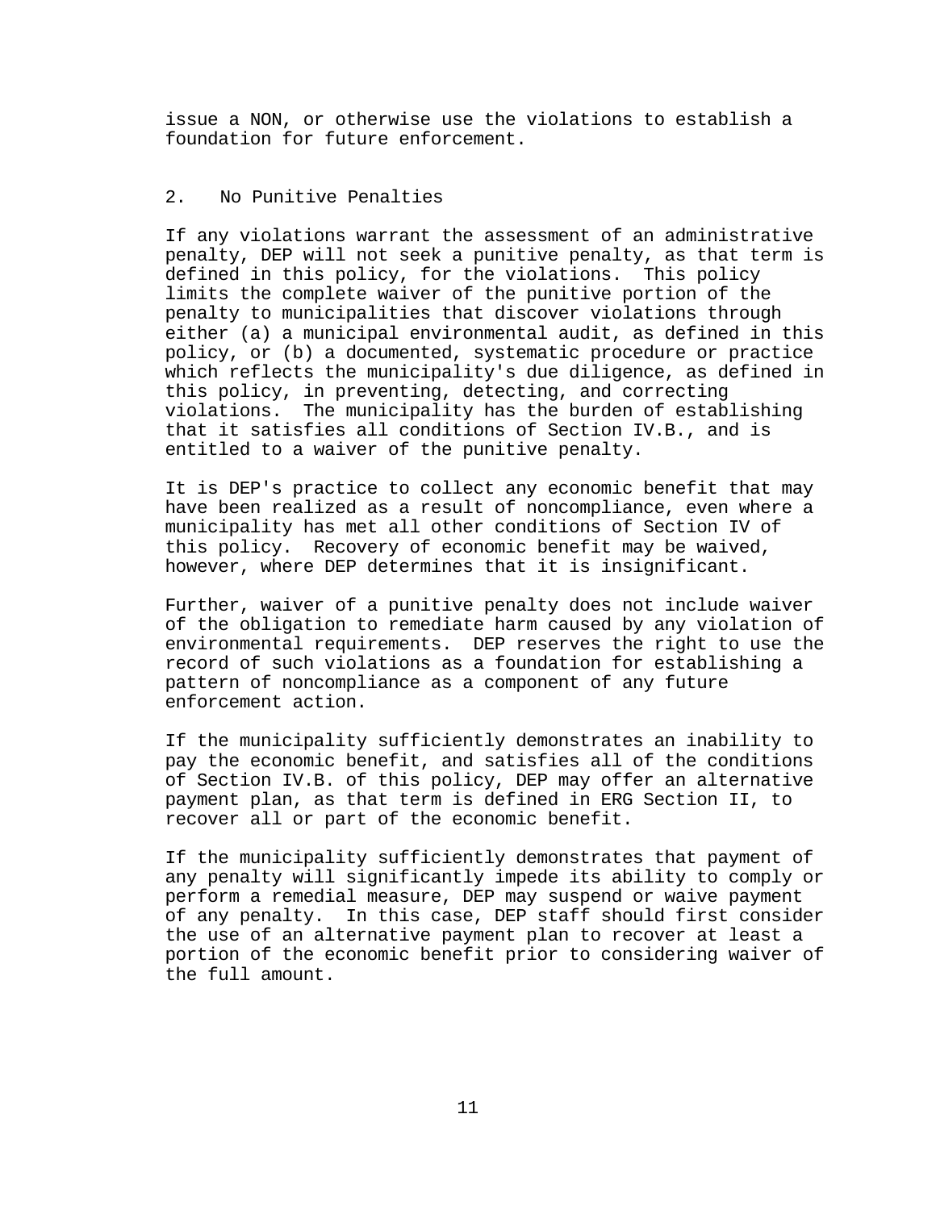issue a NON, or otherwise use the violations to establish a foundation for future enforcement.

### 2. No Punitive Penalties

If any violations warrant the assessment of an administrative penalty, DEP will not seek a punitive penalty, as that term is defined in this policy, for the violations. This policy limits the complete waiver of the punitive portion of the penalty to municipalities that discover violations through either (a) a municipal environmental audit, as defined in this policy, or (b) a documented, systematic procedure or practice which reflects the municipality's due diligence, as defined in this policy, in preventing, detecting, and correcting violations. The municipality has the burden of establishing that it satisfies all conditions of Section IV.B., and is entitled to a waiver of the punitive penalty.

It is DEP's practice to collect any economic benefit that may have been realized as a result of noncompliance, even where a municipality has met all other conditions of Section IV of this policy. Recovery of economic benefit may be waived, however, where DEP determines that it is insignificant.

Further, waiver of a punitive penalty does not include waiver of the obligation to remediate harm caused by any violation of environmental requirements. DEP reserves the right to use the record of such violations as a foundation for establishing a pattern of noncompliance as a component of any future enforcement action.

If the municipality sufficiently demonstrates an inability to pay the economic benefit, and satisfies all of the conditions of Section IV.B. of this policy, DEP may offer an alternative payment plan, as that term is defined in ERG Section II, to recover all or part of the economic benefit.

If the municipality sufficiently demonstrates that payment of any penalty will significantly impede its ability to comply or perform a remedial measure, DEP may suspend or waive payment of any penalty. In this case, DEP staff should first consider the use of an alternative payment plan to recover at least a portion of the economic benefit prior to considering waiver of the full amount.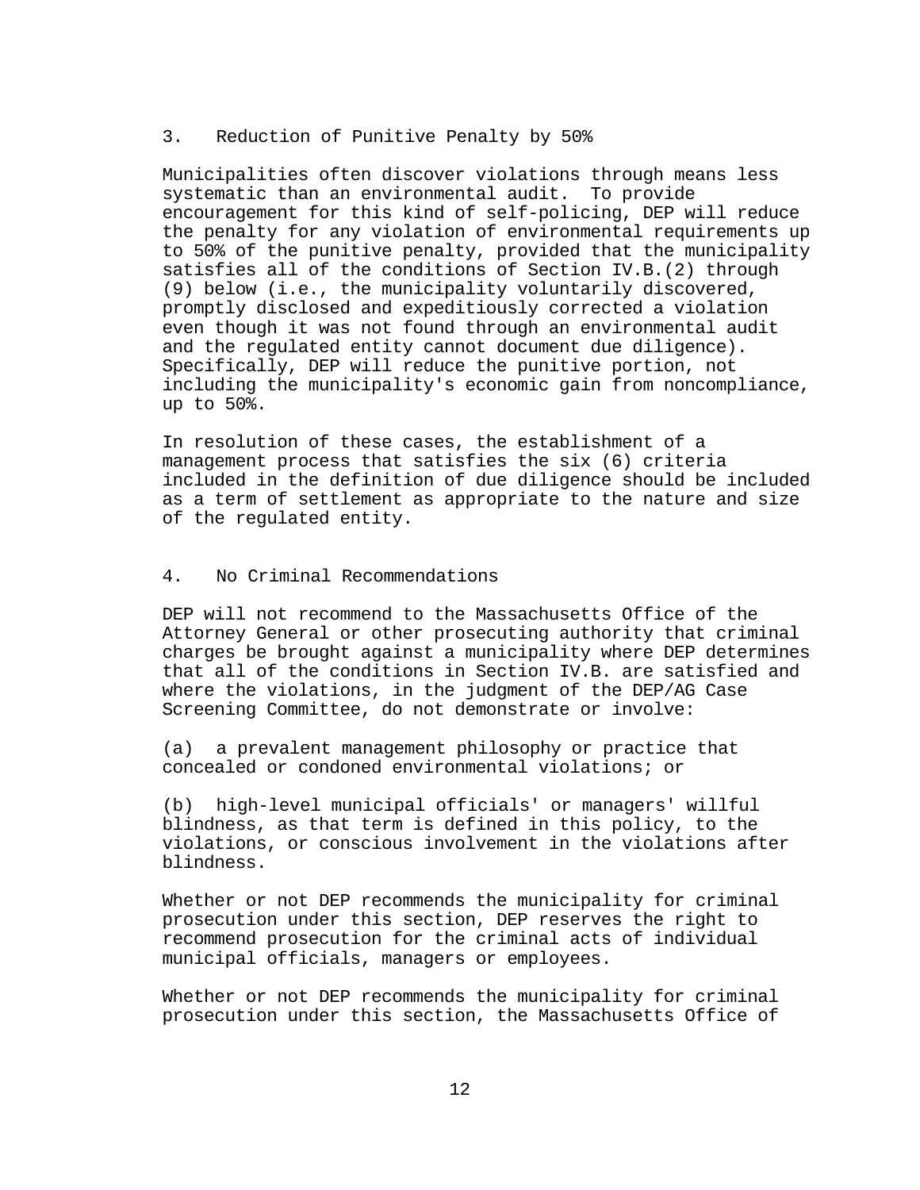### 3. Reduction of Punitive Penalty by 50%

Municipalities often discover violations through means less systematic than an environmental audit. To provide encouragement for this kind of self-policing, DEP will reduce the penalty for any violation of environmental requirements up to 50% of the punitive penalty, provided that the municipality satisfies all of the conditions of Section IV.B.(2) through (9) below (i.e., the municipality voluntarily discovered, promptly disclosed and expeditiously corrected a violation even though it was not found through an environmental audit and the regulated entity cannot document due diligence). Specifically, DEP will reduce the punitive portion, not including the municipality's economic gain from noncompliance, up to 50%.

In resolution of these cases, the establishment of a management process that satisfies the six (6) criteria included in the definition of due diligence should be included as a term of settlement as appropriate to the nature and size of the regulated entity.

### 4. No Criminal Recommendations

DEP will not recommend to the Massachusetts Office of the Attorney General or other prosecuting authority that criminal charges be brought against a municipality where DEP determines that all of the conditions in Section IV.B. are satisfied and where the violations, in the judgment of the DEP/AG Case Screening Committee, do not demonstrate or involve:

(a) a prevalent management philosophy or practice that concealed or condoned environmental violations; or

(b) high-level municipal officials' or managers' willful blindness, as that term is defined in this policy, to the violations, or conscious involvement in the violations after blindness.

Whether or not DEP recommends the municipality for criminal prosecution under this section, DEP reserves the right to recommend prosecution for the criminal acts of individual municipal officials, managers or employees.

Whether or not DEP recommends the municipality for criminal prosecution under this section, the Massachusetts Office of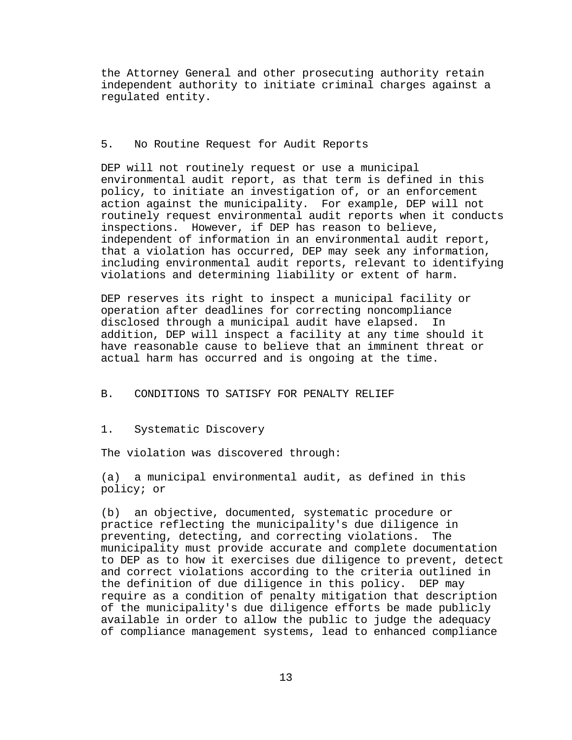the Attorney General and other prosecuting authority retain independent authority to initiate criminal charges against a regulated entity.

### 5. No Routine Request for Audit Reports

DEP will not routinely request or use a municipal environmental audit report, as that term is defined in this policy, to initiate an investigation of, or an enforcement action against the municipality. For example, DEP will not routinely request environmental audit reports when it conducts inspections. However, if DEP has reason to believe, independent of information in an environmental audit report, that a violation has occurred, DEP may seek any information, including environmental audit reports, relevant to identifying violations and determining liability or extent of harm.

DEP reserves its right to inspect a municipal facility or operation after deadlines for correcting noncompliance disclosed through a municipal audit have elapsed. In addition, DEP will inspect a facility at any time should it have reasonable cause to believe that an imminent threat or actual harm has occurred and is ongoing at the time.

## B. CONDITIONS TO SATISFY FOR PENALTY RELIEF

### 1. Systematic Discovery

The violation was discovered through:

(a) a municipal environmental audit, as defined in this policy; or

(b) an objective, documented, systematic procedure or practice reflecting the municipality's due diligence in preventing, detecting, and correcting violations. The municipality must provide accurate and complete documentation to DEP as to how it exercises due diligence to prevent, detect and correct violations according to the criteria outlined in the definition of due diligence in this policy. DEP may require as a condition of penalty mitigation that description of the municipality's due diligence efforts be made publicly available in order to allow the public to judge the adequacy of compliance management systems, lead to enhanced compliance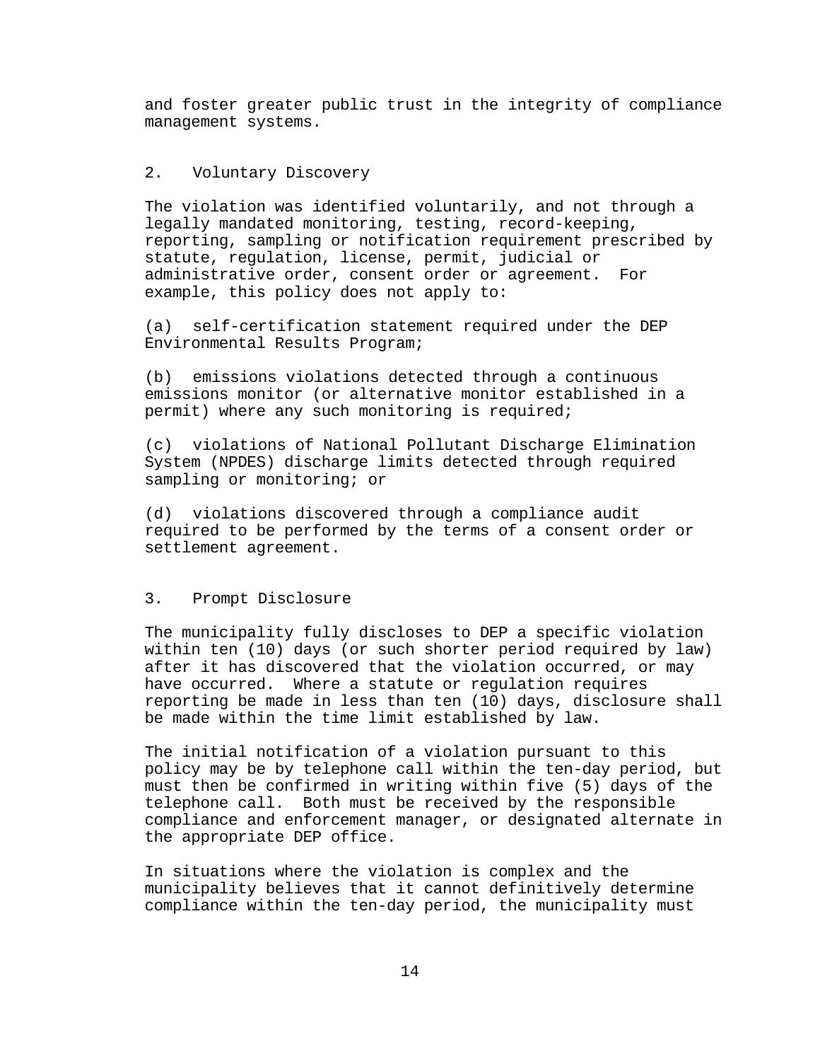and foster greater public trust in the integrity of compliance management systems.

## 2. Voluntary Discovery

The violation was identified voluntarily, and not through a legally mandated monitoring, testing, record-keeping, reporting, sampling or notification requirement prescribed by statute, regulation, license, permit, judicial or administrative order, consent order or agreement. For example, this policy does not apply to:

(a) self-certification statement required under the DEP Environmental Results Program;

(b) emissions violations detected through a continuous emissions monitor (or alternative monitor established in a permit) where any such monitoring is required;

(c) violations of National Pollutant Discharge Elimination System (NPDES) discharge limits detected through required sampling or monitoring; or

(d) violations discovered through a compliance audit required to be performed by the terms of a consent order or settlement agreement.

## 3. Prompt Disclosure

The municipality fully discloses to DEP a specific violation within ten (10) days (or such shorter period required by law) after it has discovered that the violation occurred, or may have occurred. Where a statute or regulation requires reporting be made in less than ten (10) days, disclosure shall be made within the time limit established by law.

The initial notification of a violation pursuant to this policy may be by telephone call within the ten-day period, but must then be confirmed in writing within five (5) days of the telephone call. Both must be received by the responsible compliance and enforcement manager, or designated alternate in the appropriate DEP office.

In situations where the violation is complex and the municipality believes that it cannot definitively determine compliance within the ten-day period, the municipality must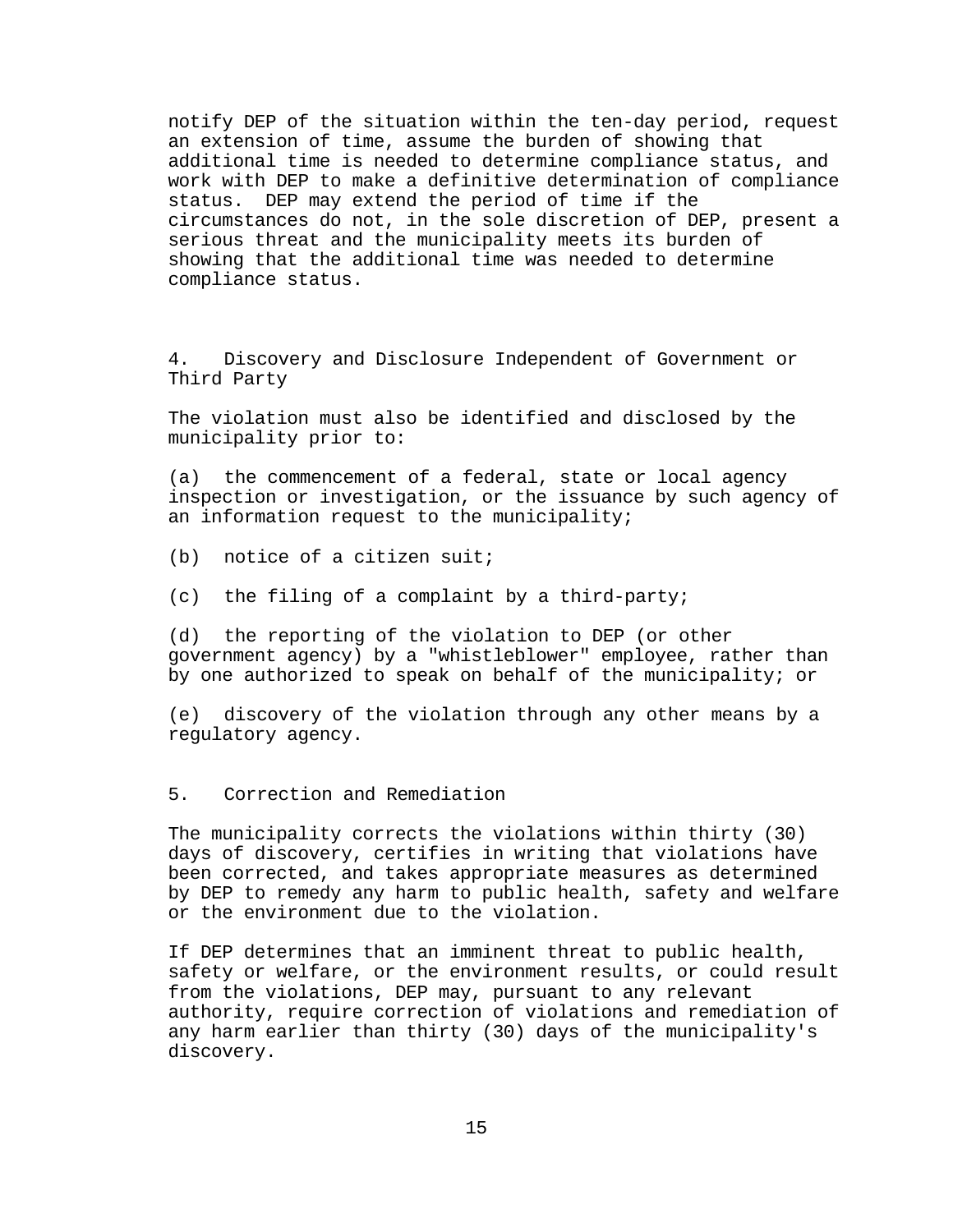notify DEP of the situation within the ten-day period, request an extension of time, assume the burden of showing that additional time is needed to determine compliance status, and work with DEP to make a definitive determination of compliance status. DEP may extend the period of time if the circumstances do not, in the sole discretion of DEP, present a serious threat and the municipality meets its burden of showing that the additional time was needed to determine compliance status.

### 4. Discovery and Disclosure Independent of Government or Third Party

The violation must also be identified and disclosed by the municipality prior to:

(a) the commencement of a federal, state or local agency inspection or investigation, or the issuance by such agency of an information request to the municipality;

(b) notice of a citizen suit;

(c) the filing of a complaint by a third-party;

(d) the reporting of the violation to DEP (or other government agency) by a "whistleblower" employee, rather than by one authorized to speak on behalf of the municipality; or

(e) discovery of the violation through any other means by a regulatory agency.

### 5. Correction and Remediation

The municipality corrects the violations within thirty (30) days of discovery, certifies in writing that violations have been corrected, and takes appropriate measures as determined by DEP to remedy any harm to public health, safety and welfare or the environment due to the violation.

If DEP determines that an imminent threat to public health, safety or welfare, or the environment results, or could result from the violations, DEP may, pursuant to any relevant authority, require correction of violations and remediation of any harm earlier than thirty (30) days of the municipality's discovery.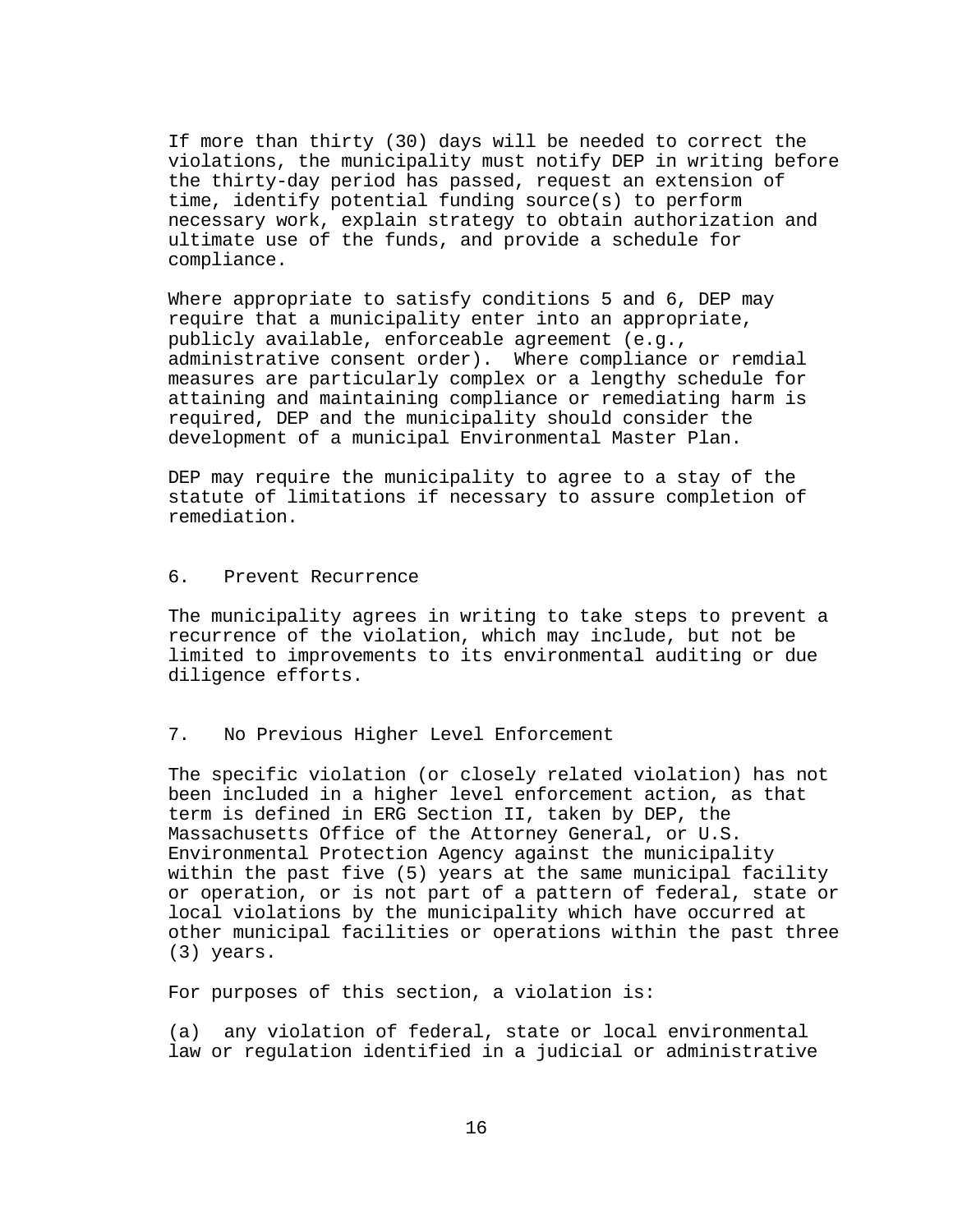If more than thirty (30) days will be needed to correct the violations, the municipality must notify DEP in writing before the thirty-day period has passed, request an extension of time, identify potential funding source(s) to perform necessary work, explain strategy to obtain authorization and ultimate use of the funds, and provide a schedule for compliance.

Where appropriate to satisfy conditions 5 and 6, DEP may require that a municipality enter into an appropriate, publicly available, enforceable agreement (e.g., administrative consent order). Where compliance or remdial measures are particularly complex or a lengthy schedule for attaining and maintaining compliance or remediating harm is required, DEP and the municipality should consider the development of a municipal Environmental Master Plan.

DEP may require the municipality to agree to a stay of the statute of limitations if necessary to assure completion of remediation.

## 6. Prevent Recurrence

The municipality agrees in writing to take steps to prevent a recurrence of the violation, which may include, but not be limited to improvements to its environmental auditing or due diligence efforts.

## 7. No Previous Higher Level Enforcement

The specific violation (or closely related violation) has not been included in a higher level enforcement action, as that term is defined in ERG Section II, taken by DEP, the Massachusetts Office of the Attorney General, or U.S. Environmental Protection Agency against the municipality within the past five (5) years at the same municipal facility or operation, or is not part of a pattern of federal, state or local violations by the municipality which have occurred at other municipal facilities or operations within the past three (3) years.

For purposes of this section, a violation is:

(a) any violation of federal, state or local environmental law or regulation identified in a judicial or administrative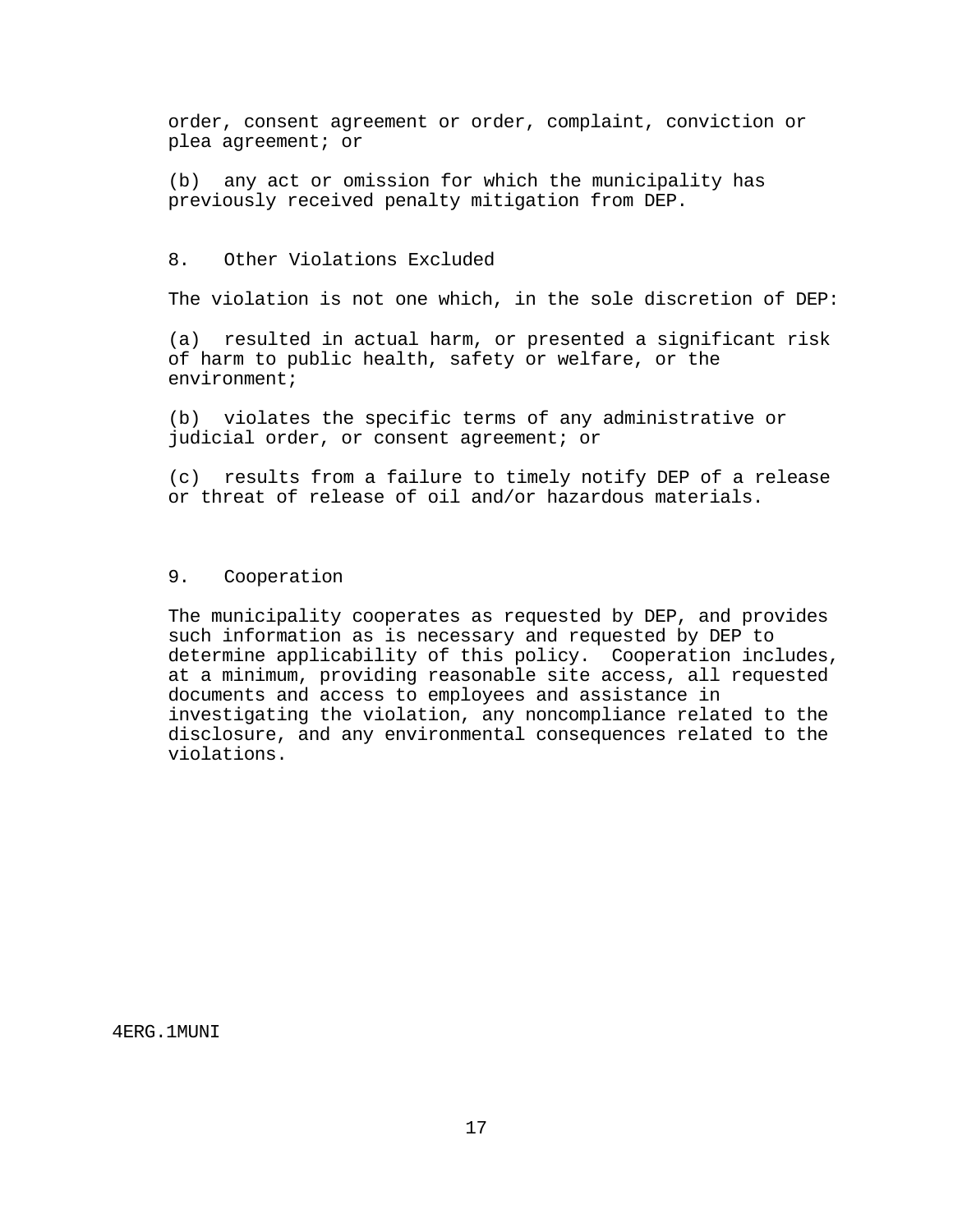order, consent agreement or order, complaint, conviction or plea agreement; or

(b) any act or omission for which the municipality has previously received penalty mitigation from DEP.

8. Other Violations Excluded

The violation is not one which, in the sole discretion of DEP:

(a) resulted in actual harm, or presented a significant risk of harm to public health, safety or welfare, or the environment;

(b) violates the specific terms of any administrative or judicial order, or consent agreement; or

(c) results from a failure to timely notify DEP of a release or threat of release of oil and/or hazardous materials.

9. Cooperation

The municipality cooperates as requested by DEP, and provides such information as is necessary and requested by DEP to determine applicability of this policy. Cooperation includes, at a minimum, providing reasonable site access, all requested documents and access to employees and assistance in investigating the violation, any noncompliance related to the disclosure, and any environmental consequences related to the violations.

4ERG.1MUNI